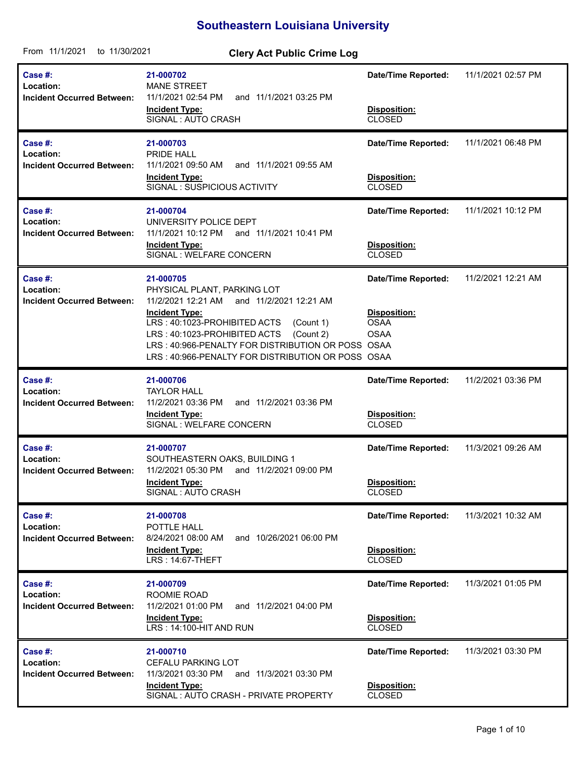# Southeastern Louisiana University

From 11/1/2021 to 11/30/2021

## Clery Act Public Crime Log

| Case # | Location | Incident Occurred Between | Incident Type | Date/Time Reported | Disposition |
|---|---|---|---|---|---|
| 21-000702 | MANE STREET | 11/1/2021 02:54 PM and 11/1/2021 03:25 PM | SIGNAL : AUTO CRASH | 11/1/2021 02:57 PM | CLOSED |
| 21-000703 | PRIDE HALL | 11/1/2021 09:50 AM and 11/1/2021 09:55 AM | SIGNAL : SUSPICIOUS ACTIVITY | 11/1/2021 06:48 PM | CLOSED |
| 21-000704 | UNIVERSITY POLICE DEPT | 11/1/2021 10:12 PM and 11/1/2021 10:41 PM | SIGNAL : WELFARE CONCERN | 11/1/2021 10:12 PM | CLOSED |
| 21-000705 | PHYSICAL PLANT, PARKING LOT | 11/2/2021 12:21 AM and 11/2/2021 12:21 AM | LRS : 40:1023-PROHIBITED ACTS (Count 1) | 11/2/2021 12:21 AM | OSAA |
| | | | LRS : 40:1023-PROHIBITED ACTS (Count 2) | | OSAA |
| | | | LRS : 40:966-PENALTY FOR DISTRIBUTION OR POSS | | OSAA |
| | | | LRS : 40:966-PENALTY FOR DISTRIBUTION OR POSS | | OSAA |
| 21-000706 | TAYLOR HALL | 11/2/2021 03:36 PM and 11/2/2021 03:36 PM | SIGNAL : WELFARE CONCERN | 11/2/2021 03:36 PM | CLOSED |
| 21-000707 | SOUTHEASTERN OAKS, BUILDING 1 | 11/2/2021 05:30 PM and 11/2/2021 09:00 PM | SIGNAL : AUTO CRASH | 11/3/2021 09:26 AM | CLOSED |
| 21-000708 | POTTLE HALL | 8/24/2021 08:00 AM and 10/26/2021 06:00 PM | LRS : 14:67-THEFT | 11/3/2021 10:32 AM | CLOSED |
| 21-000709 | ROOMIE ROAD | 11/2/2021 01:00 PM and 11/2/2021 04:00 PM | LRS : 14:100-HIT AND RUN | 11/3/2021 01:05 PM | CLOSED |
| 21-000710 | CEFALU PARKING LOT | 11/3/2021 03:30 PM and 11/3/2021 03:30 PM | SIGNAL : AUTO CRASH - PRIVATE PROPERTY | 11/3/2021 03:30 PM | CLOSED |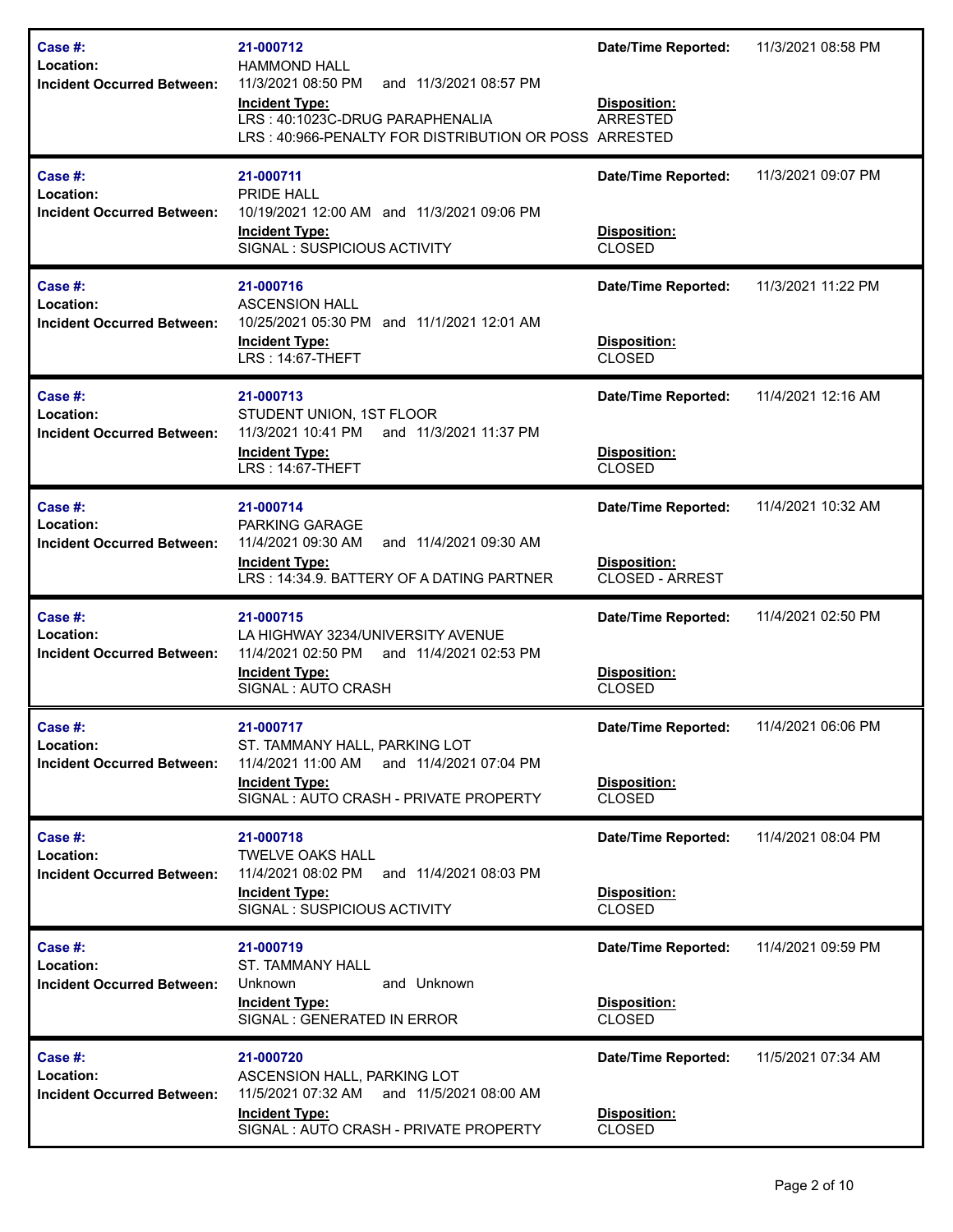| Case #: | 21-000712 | Date/Time Reported: | 11/3/2021 08:58 PM |
|---|---|---|---|
| Location: | HAMMOND HALL | | |
| Incident Occurred Between: | 11/3/2021 08:50 PM and 11/3/2021 08:57 PM | | |
| | **Incident Type:** | **Disposition:** | |
| | LRS : 40:1023C-DRUG PARAPHENALIA | ARRESTED | |
| | LRS : 40:966-PENALTY FOR DISTRIBUTION OR POSS | ARRESTED | |

| Case #: | 21-000711 | Date/Time Reported: | 11/3/2021 09:07 PM |
|---|---|---|---|
| Location: | PRIDE HALL | | |
| Incident Occurred Between: | 10/19/2021 12:00 AM and 11/3/2021 09:06 PM | | |
| | **Incident Type:** | **Disposition:** | |
| | SIGNAL : SUSPICIOUS ACTIVITY | CLOSED | |

| Case #: | 21-000716 | Date/Time Reported: | 11/3/2021 11:22 PM |
|---|---|---|---|
| Location: | ASCENSION HALL | | |
| Incident Occurred Between: | 10/25/2021 05:30 PM and 11/1/2021 12:01 AM | | |
| | **Incident Type:** | **Disposition:** | |
| | LRS : 14:67-THEFT | CLOSED | |

| Case #: | 21-000713 | Date/Time Reported: | 11/4/2021 12:16 AM |
|---|---|---|---|
| Location: | STUDENT UNION, 1ST FLOOR | | |
| Incident Occurred Between: | 11/3/2021 10:41 PM and 11/3/2021 11:37 PM | | |
| | **Incident Type:** | **Disposition:** | |
| | LRS : 14:67-THEFT | CLOSED | |

| Case #: | 21-000714 | Date/Time Reported: | 11/4/2021 10:32 AM |
|---|---|---|---|
| Location: | PARKING GARAGE | | |
| Incident Occurred Between: | 11/4/2021 09:30 AM and 11/4/2021 09:30 AM | | |
| | **Incident Type:** | **Disposition:** | |
| | LRS : 14:34.9. BATTERY OF A DATING PARTNER | CLOSED - ARREST | |

| Case #: | 21-000715 | Date/Time Reported: | 11/4/2021 02:50 PM |
|---|---|---|---|
| Location: | LA HIGHWAY 3234/UNIVERSITY AVENUE | | |
| Incident Occurred Between: | 11/4/2021 02:50 PM and 11/4/2021 02:53 PM | | |
| | **Incident Type:** | **Disposition:** | |
| | SIGNAL : AUTO CRASH | CLOSED | |

| Case #: | 21-000717 | Date/Time Reported: | 11/4/2021 06:06 PM |
|---|---|---|---|
| Location: | ST. TAMMANY HALL, PARKING LOT | | |
| Incident Occurred Between: | 11/4/2021 11:00 AM and 11/4/2021 07:04 PM | | |
| | **Incident Type:** | **Disposition:** | |
| | SIGNAL : AUTO CRASH - PRIVATE PROPERTY | CLOSED | |

| Case #: | 21-000718 | Date/Time Reported: | 11/4/2021 08:04 PM |
|---|---|---|---|
| Location: | TWELVE OAKS HALL | | |
| Incident Occurred Between: | 11/4/2021 08:02 PM and 11/4/2021 08:03 PM | | |
| | **Incident Type:** | **Disposition:** | |
| | SIGNAL : SUSPICIOUS ACTIVITY | CLOSED | |

| Case #: | 21-000719 | Date/Time Reported: | 11/4/2021 09:59 PM |
|---|---|---|---|
| Location: | ST. TAMMANY HALL | | |
| Incident Occurred Between: | Unknown and Unknown | | |
| | **Incident Type:** | **Disposition:** | |
| | SIGNAL : GENERATED IN ERROR | CLOSED | |

| Case #: | 21-000720 | Date/Time Reported: | 11/5/2021 07:34 AM |
|---|---|---|---|
| Location: | ASCENSION HALL, PARKING LOT | | |
| Incident Occurred Between: | 11/5/2021 07:32 AM and 11/5/2021 08:00 AM | | |
| | **Incident Type:** | **Disposition:** | |
| | SIGNAL : AUTO CRASH - PRIVATE PROPERTY | CLOSED | |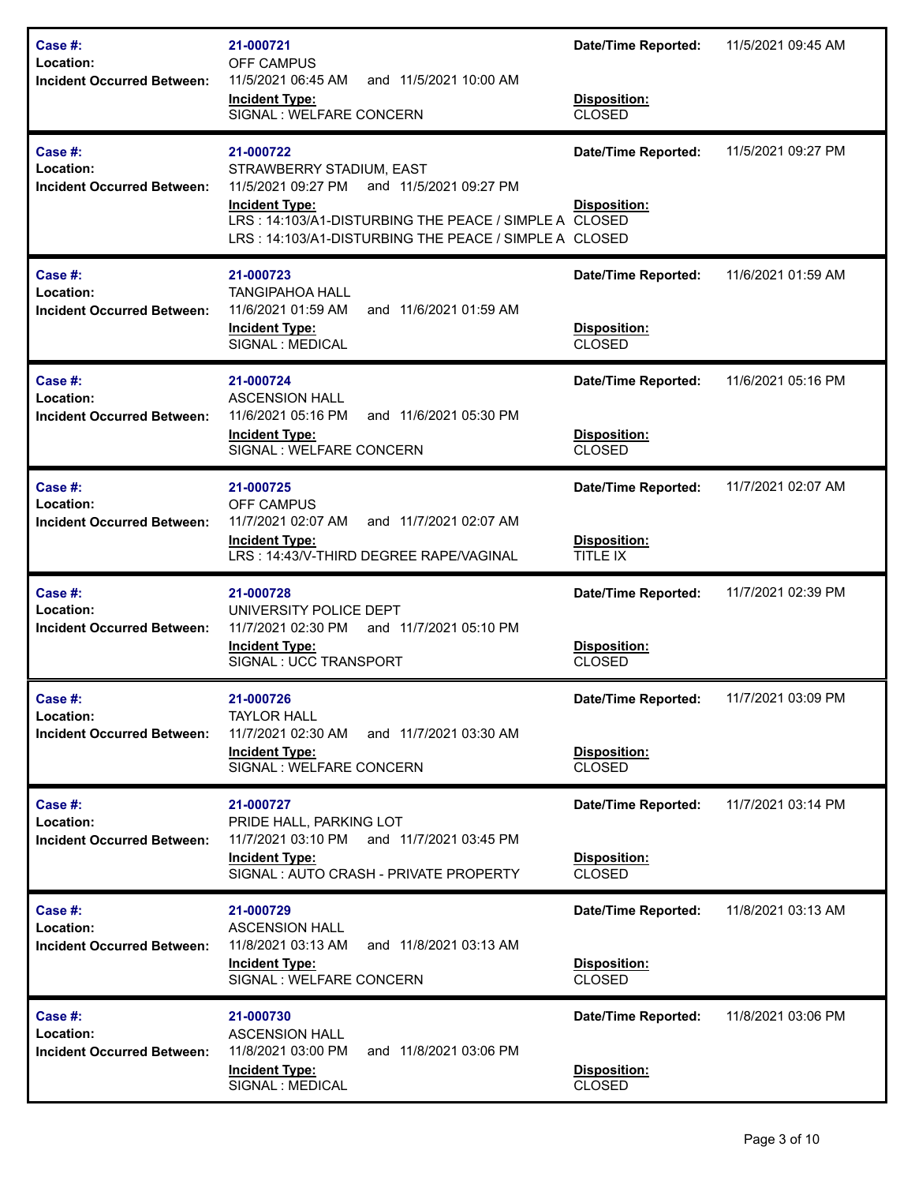| Case # | Location | Incident Occurred Between | Incident Type | Date/Time Reported | Disposition |
|---|---|---|---|---|---|
| 21-000721 | OFF CAMPUS | 11/5/2021 06:45 AM and 11/5/2021 10:00 AM | SIGNAL : WELFARE CONCERN | 11/5/2021 09:45 AM | CLOSED |
| 21-000722 | STRAWBERRY STADIUM, EAST | 11/5/2021 09:27 PM and 11/5/2021 09:27 PM | LRS : 14:103/A1-DISTURBING THE PEACE / SIMPLE A<br>LRS : 14:103/A1-DISTURBING THE PEACE / SIMPLE A | 11/5/2021 09:27 PM | CLOSED<br>CLOSED |
| 21-000723 | TANGIPAHOA HALL | 11/6/2021 01:59 AM and 11/6/2021 01:59 AM | SIGNAL : MEDICAL | 11/6/2021 01:59 AM | CLOSED |
| 21-000724 | ASCENSION HALL | 11/6/2021 05:16 PM and 11/6/2021 05:30 PM | SIGNAL : WELFARE CONCERN | 11/6/2021 05:16 PM | CLOSED |
| 21-000725 | OFF CAMPUS | 11/7/2021 02:07 AM and 11/7/2021 02:07 AM | LRS : 14:43/V-THIRD DEGREE RAPE/VAGINAL | 11/7/2021 02:07 AM | TITLE IX |
| 21-000728 | UNIVERSITY POLICE DEPT | 11/7/2021 02:30 PM and 11/7/2021 05:10 PM | SIGNAL : UCC TRANSPORT | 11/7/2021 02:39 PM | CLOSED |
| 21-000726 | TAYLOR HALL | 11/7/2021 02:30 AM and 11/7/2021 03:30 AM | SIGNAL : WELFARE CONCERN | 11/7/2021 03:09 PM | CLOSED |
| 21-000727 | PRIDE HALL, PARKING LOT | 11/7/2021 03:10 PM and 11/7/2021 03:45 PM | SIGNAL : AUTO CRASH - PRIVATE PROPERTY | 11/7/2021 03:14 PM | CLOSED |
| 21-000729 | ASCENSION HALL | 11/8/2021 03:13 AM and 11/8/2021 03:13 AM | SIGNAL : WELFARE CONCERN | 11/8/2021 03:13 AM | CLOSED |
| 21-000730 | ASCENSION HALL | 11/8/2021 03:00 PM and 11/8/2021 03:06 PM | SIGNAL : MEDICAL | 11/8/2021 03:06 PM | CLOSED |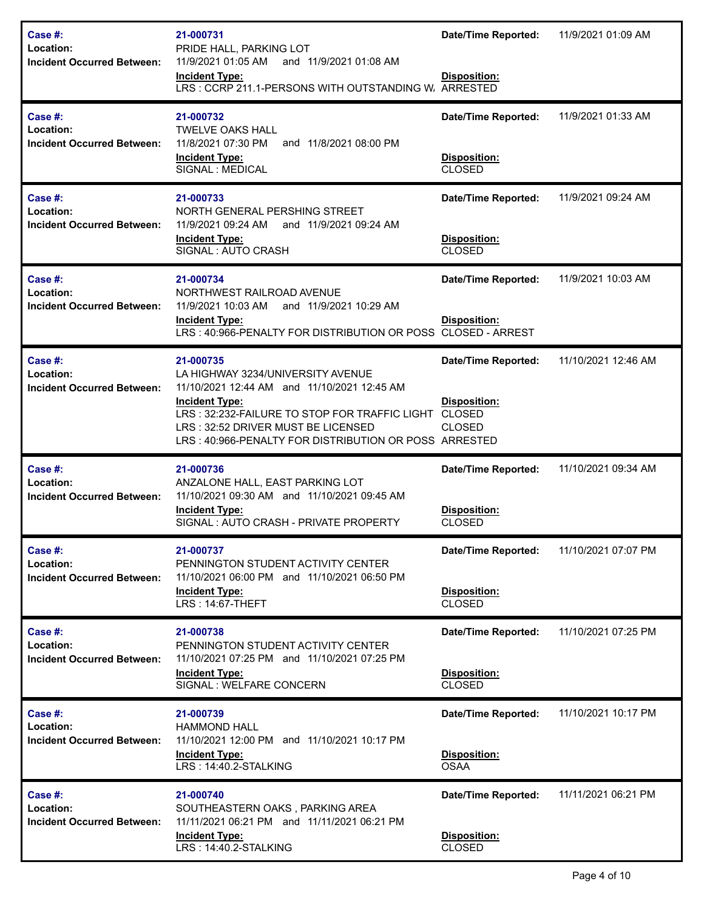| Case #: | 21-000731 | Date/Time Reported: | 11/9/2021 01:09 AM |
|---|---|---|---|
| Location: | PRIDE HALL, PARKING LOT | | |
| Incident Occurred Between: | 11/9/2021 01:05 AM and 11/9/2021 01:08 AM | | |
| | **Incident Type:** | **Disposition:** | |
| | LRS : CCRP 211.1-PERSONS WITH OUTSTANDING W. | ARRESTED | |

| Case #: | 21-000732 | Date/Time Reported: | 11/9/2021 01:33 AM |
|---|---|---|---|
| Location: | TWELVE OAKS HALL | | |
| Incident Occurred Between: | 11/8/2021 07:30 PM and 11/8/2021 08:00 PM | | |
| | **Incident Type:** | **Disposition:** | |
| | SIGNAL : MEDICAL | CLOSED | |

| Case #: | 21-000733 | Date/Time Reported: | 11/9/2021 09:24 AM |
|---|---|---|---|
| Location: | NORTH GENERAL PERSHING STREET | | |
| Incident Occurred Between: | 11/9/2021 09:24 AM and 11/9/2021 09:24 AM | | |
| | **Incident Type:** | **Disposition:** | |
| | SIGNAL : AUTO CRASH | CLOSED | |

| Case #: | 21-000734 | Date/Time Reported: | 11/9/2021 10:03 AM |
|---|---|---|---|
| Location: | NORTHWEST RAILROAD AVENUE | | |
| Incident Occurred Between: | 11/9/2021 10:03 AM and 11/9/2021 10:29 AM | | |
| | **Incident Type:** | **Disposition:** | |
| | LRS : 40:966-PENALTY FOR DISTRIBUTION OR POSS | CLOSED - ARREST | |

| Case #: | 21-000735 | Date/Time Reported: | 11/10/2021 12:46 AM |
|---|---|---|---|
| Location: | LA HIGHWAY 3234/UNIVERSITY AVENUE | | |
| Incident Occurred Between: | 11/10/2021 12:44 AM and 11/10/2021 12:45 AM | | |
| | **Incident Type:** | **Disposition:** | |
| | LRS : 32:232-FAILURE TO STOP FOR TRAFFIC LIGHT | CLOSED | |
| | LRS : 32:52 DRIVER MUST BE LICENSED | CLOSED | |
| | LRS : 40:966-PENALTY FOR DISTRIBUTION OR POSS | ARRESTED | |

| Case #: | 21-000736 | Date/Time Reported: | 11/10/2021 09:34 AM |
|---|---|---|---|
| Location: | ANZALONE HALL, EAST PARKING LOT | | |
| Incident Occurred Between: | 11/10/2021 09:30 AM and 11/10/2021 09:45 AM | | |
| | **Incident Type:** | **Disposition:** | |
| | SIGNAL : AUTO CRASH - PRIVATE PROPERTY | CLOSED | |

| Case #: | 21-000737 | Date/Time Reported: | 11/10/2021 07:07 PM |
|---|---|---|---|
| Location: | PENNINGTON STUDENT ACTIVITY CENTER | | |
| Incident Occurred Between: | 11/10/2021 06:00 PM and 11/10/2021 06:50 PM | | |
| | **Incident Type:** | **Disposition:** | |
| | LRS : 14:67-THEFT | CLOSED | |

| Case #: | 21-000738 | Date/Time Reported: | 11/10/2021 07:25 PM |
|---|---|---|---|
| Location: | PENNINGTON STUDENT ACTIVITY CENTER | | |
| Incident Occurred Between: | 11/10/2021 07:25 PM and 11/10/2021 07:25 PM | | |
| | **Incident Type:** | **Disposition:** | |
| | SIGNAL : WELFARE CONCERN | CLOSED | |

| Case #: | 21-000739 | Date/Time Reported: | 11/10/2021 10:17 PM |
|---|---|---|---|
| Location: | HAMMOND HALL | | |
| Incident Occurred Between: | 11/10/2021 12:00 PM and 11/10/2021 10:17 PM | | |
| | **Incident Type:** | **Disposition:** | |
| | LRS : 14:40.2-STALKING | OSAA | |

| Case #: | 21-000740 | Date/Time Reported: | 11/11/2021 06:21 PM |
|---|---|---|---|
| Location: | SOUTHEASTERN OAKS , PARKING AREA | | |
| Incident Occurred Between: | 11/11/2021 06:21 PM and 11/11/2021 06:21 PM | | |
| | **Incident Type:** | **Disposition:** | |
| | LRS : 14:40.2-STALKING | CLOSED | |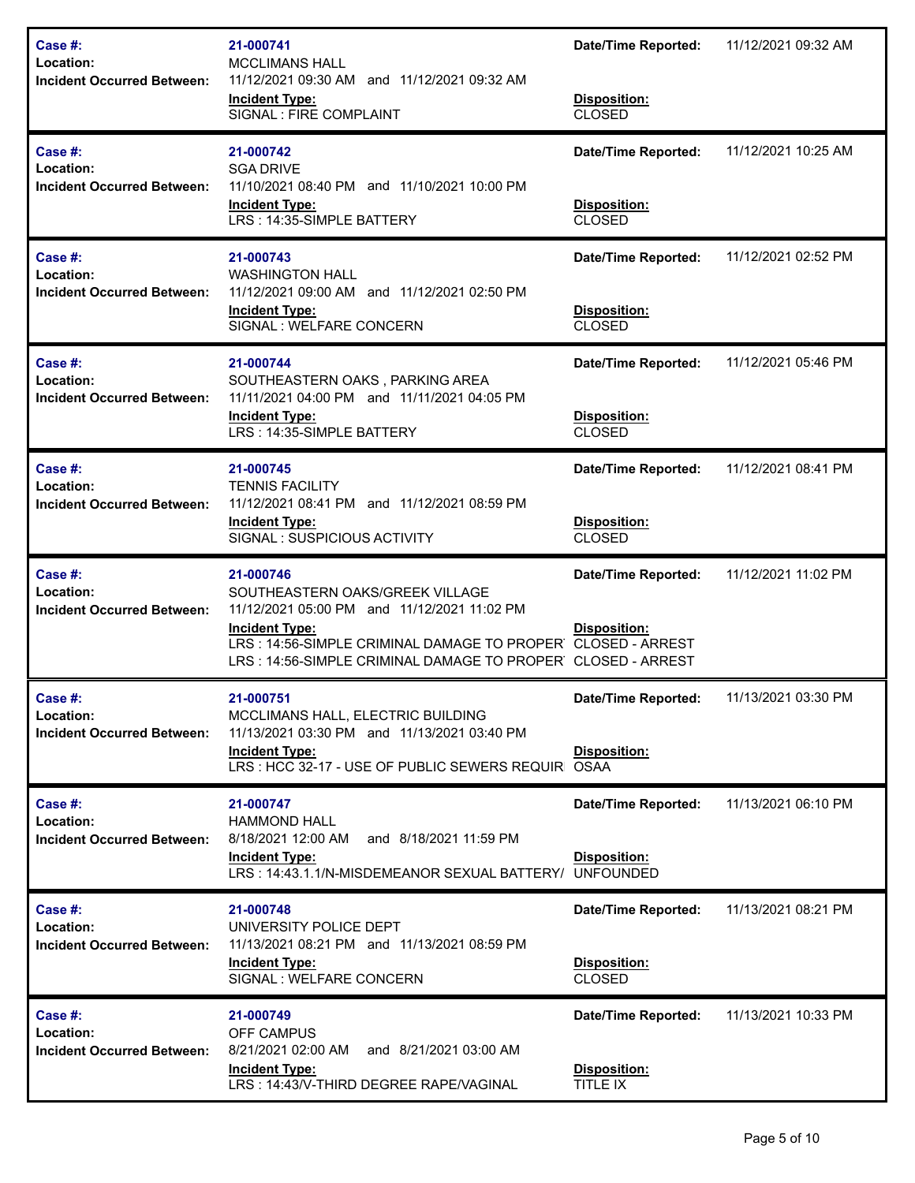| Field | Value | | |
|---|---|---|---|
| **Case #:** | 21-000741 | **Date/Time Reported:** | 11/12/2021 09:32 AM |
| **Location:** | MCCLIMANS HALL | | |
| **Incident Occurred Between:** | 11/12/2021 09:30 AM and 11/12/2021 09:32 AM | | |
| | **Incident Type:** | **Disposition:** | |
| | SIGNAL : FIRE COMPLAINT | CLOSED | |

| Field | Value | | |
|---|---|---|---|
| **Case #:** | 21-000742 | **Date/Time Reported:** | 11/12/2021 10:25 AM |
| **Location:** | SGA DRIVE | | |
| **Incident Occurred Between:** | 11/10/2021 08:40 PM and 11/10/2021 10:00 PM | | |
| | **Incident Type:** | **Disposition:** | |
| | LRS : 14:35-SIMPLE BATTERY | CLOSED | |

| Field | Value | | |
|---|---|---|---|
| **Case #:** | 21-000743 | **Date/Time Reported:** | 11/12/2021 02:52 PM |
| **Location:** | WASHINGTON HALL | | |
| **Incident Occurred Between:** | 11/12/2021 09:00 AM and 11/12/2021 02:50 PM | | |
| | **Incident Type:** | **Disposition:** | |
| | SIGNAL : WELFARE CONCERN | CLOSED | |

| Field | Value | | |
|---|---|---|---|
| **Case #:** | 21-000744 | **Date/Time Reported:** | 11/12/2021 05:46 PM |
| **Location:** | SOUTHEASTERN OAKS , PARKING AREA | | |
| **Incident Occurred Between:** | 11/11/2021 04:00 PM and 11/11/2021 04:05 PM | | |
| | **Incident Type:** | **Disposition:** | |
| | LRS : 14:35-SIMPLE BATTERY | CLOSED | |

| Field | Value | | |
|---|---|---|---|
| **Case #:** | 21-000745 | **Date/Time Reported:** | 11/12/2021 08:41 PM |
| **Location:** | TENNIS FACILITY | | |
| **Incident Occurred Between:** | 11/12/2021 08:41 PM and 11/12/2021 08:59 PM | | |
| | **Incident Type:** | **Disposition:** | |
| | SIGNAL : SUSPICIOUS ACTIVITY | CLOSED | |

| Field | Value | | |
|---|---|---|---|
| **Case #:** | 21-000746 | **Date/Time Reported:** | 11/12/2021 11:02 PM |
| **Location:** | SOUTHEASTERN OAKS/GREEK VILLAGE | | |
| **Incident Occurred Between:** | 11/12/2021 05:00 PM and 11/12/2021 11:02 PM | | |
| | **Incident Type:** | **Disposition:** | |
| | LRS : 14:56-SIMPLE CRIMINAL DAMAGE TO PROPER | CLOSED - ARREST | |
| | LRS : 14:56-SIMPLE CRIMINAL DAMAGE TO PROPER | CLOSED - ARREST | |

| Field | Value | | |
|---|---|---|---|
| **Case #:** | 21-000751 | **Date/Time Reported:** | 11/13/2021 03:30 PM |
| **Location:** | MCCLIMANS HALL, ELECTRIC BUILDING | | |
| **Incident Occurred Between:** | 11/13/2021 03:30 PM and 11/13/2021 03:40 PM | | |
| | **Incident Type:** | **Disposition:** | |
| | LRS : HCC 32-17 - USE OF PUBLIC SEWERS REQUIR | OSAA | |

| Field | Value | | |
|---|---|---|---|
| **Case #:** | 21-000747 | **Date/Time Reported:** | 11/13/2021 06:10 PM |
| **Location:** | HAMMOND HALL | | |
| **Incident Occurred Between:** | 8/18/2021 12:00 AM and 8/18/2021 11:59 PM | | |
| | **Incident Type:** | **Disposition:** | |
| | LRS : 14:43.1.1/N-MISDEMEANOR SEXUAL BATTERY/ | UNFOUNDED | |

| Field | Value | | |
|---|---|---|---|
| **Case #:** | 21-000748 | **Date/Time Reported:** | 11/13/2021 08:21 PM |
| **Location:** | UNIVERSITY POLICE DEPT | | |
| **Incident Occurred Between:** | 11/13/2021 08:21 PM and 11/13/2021 08:59 PM | | |
| | **Incident Type:** | **Disposition:** | |
| | SIGNAL : WELFARE CONCERN | CLOSED | |

| Field | Value | | |
|---|---|---|---|
| **Case #:** | 21-000749 | **Date/Time Reported:** | 11/13/2021 10:33 PM |
| **Location:** | OFF CAMPUS | | |
| **Incident Occurred Between:** | 8/21/2021 02:00 AM and 8/21/2021 03:00 AM | | |
| | **Incident Type:** | **Disposition:** | |
| | LRS : 14:43/V-THIRD DEGREE RAPE/VAGINAL | TITLE IX | |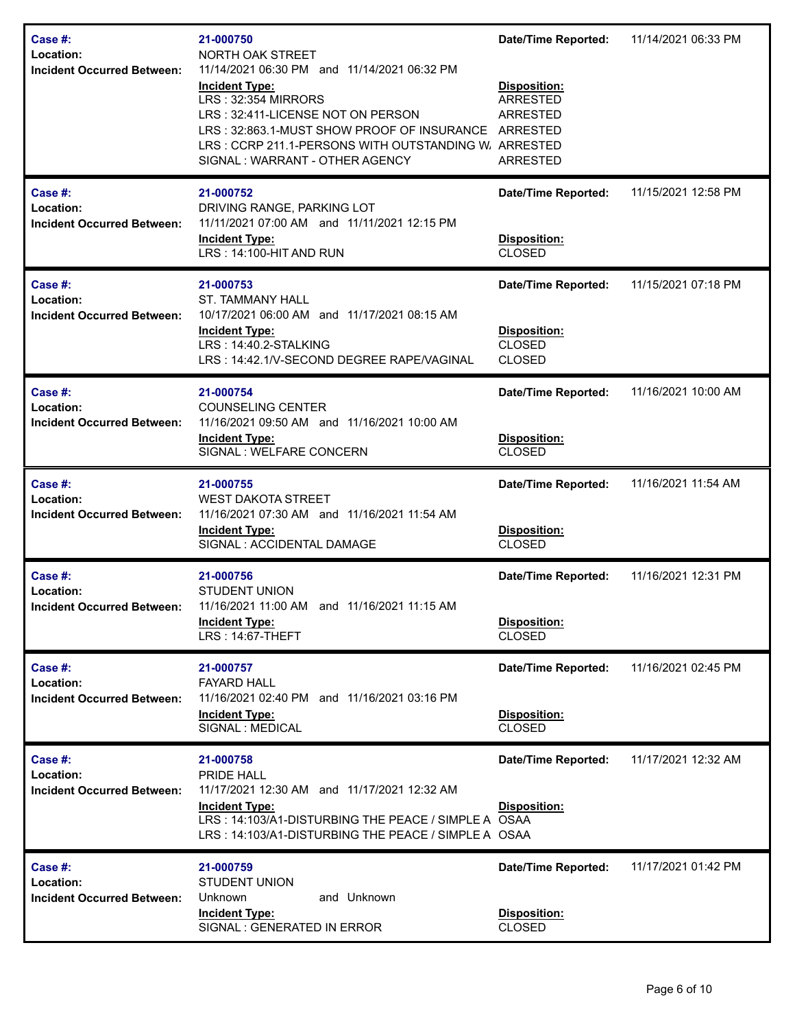| Case #: | 21-000750 | Date/Time Reported: | 11/14/2021 06:33 PM |
|---|---|---|---|
| Location: | NORTH OAK STREET | | |
| Incident Occurred Between: | 11/14/2021 06:30 PM and 11/14/2021 06:32 PM | | |
| | **Incident Type:** | **Disposition:** | |
| | LRS : 32:354 MIRRORS | ARRESTED | |
| | LRS : 32:411-LICENSE NOT ON PERSON | ARRESTED | |
| | LRS : 32:863.1-MUST SHOW PROOF OF INSURANCE | ARRESTED | |
| | LRS : CCRP 211.1-PERSONS WITH OUTSTANDING W. | ARRESTED | |
| | SIGNAL : WARRANT - OTHER AGENCY | ARRESTED | |

| Case #: | 21-000752 | Date/Time Reported: | 11/15/2021 12:58 PM |
|---|---|---|---|
| Location: | DRIVING RANGE, PARKING LOT | | |
| Incident Occurred Between: | 11/11/2021 07:00 AM and 11/11/2021 12:15 PM | | |
| | **Incident Type:** | **Disposition:** | |
| | LRS : 14:100-HIT AND RUN | CLOSED | |

| Case #: | 21-000753 | Date/Time Reported: | 11/15/2021 07:18 PM |
|---|---|---|---|
| Location: | ST. TAMMANY HALL | | |
| Incident Occurred Between: | 10/17/2021 06:00 AM and 11/17/2021 08:15 AM | | |
| | **Incident Type:** | **Disposition:** | |
| | LRS : 14:40.2-STALKING | CLOSED | |
| | LRS : 14:42.1/V-SECOND DEGREE RAPE/VAGINAL | CLOSED | |

| Case #: | 21-000754 | Date/Time Reported: | 11/16/2021 10:00 AM |
|---|---|---|---|
| Location: | COUNSELING CENTER | | |
| Incident Occurred Between: | 11/16/2021 09:50 AM and 11/16/2021 10:00 AM | | |
| | **Incident Type:** | **Disposition:** | |
| | SIGNAL : WELFARE CONCERN | CLOSED | |

| Case #: | 21-000755 | Date/Time Reported: | 11/16/2021 11:54 AM |
|---|---|---|---|
| Location: | WEST DAKOTA STREET | | |
| Incident Occurred Between: | 11/16/2021 07:30 AM and 11/16/2021 11:54 AM | | |
| | **Incident Type:** | **Disposition:** | |
| | SIGNAL : ACCIDENTAL DAMAGE | CLOSED | |

| Case #: | 21-000756 | Date/Time Reported: | 11/16/2021 12:31 PM |
|---|---|---|---|
| Location: | STUDENT UNION | | |
| Incident Occurred Between: | 11/16/2021 11:00 AM and 11/16/2021 11:15 AM | | |
| | **Incident Type:** | **Disposition:** | |
| | LRS : 14:67-THEFT | CLOSED | |

| Case #: | 21-000757 | Date/Time Reported: | 11/16/2021 02:45 PM |
|---|---|---|---|
| Location: | FAYARD HALL | | |
| Incident Occurred Between: | 11/16/2021 02:40 PM and 11/16/2021 03:16 PM | | |
| | **Incident Type:** | **Disposition:** | |
| | SIGNAL : MEDICAL | CLOSED | |

| Case #: | 21-000758 | Date/Time Reported: | 11/17/2021 12:32 AM |
|---|---|---|---|
| Location: | PRIDE HALL | | |
| Incident Occurred Between: | 11/17/2021 12:30 AM and 11/17/2021 12:32 AM | | |
| | **Incident Type:** | **Disposition:** | |
| | LRS : 14:103/A1-DISTURBING THE PEACE / SIMPLE A | OSAA | |
| | LRS : 14:103/A1-DISTURBING THE PEACE / SIMPLE A | OSAA | |

| Case #: | 21-000759 | Date/Time Reported: | 11/17/2021 01:42 PM |
|---|---|---|---|
| Location: | STUDENT UNION | | |
| Incident Occurred Between: | Unknown and Unknown | | |
| | **Incident Type:** | **Disposition:** | |
| | SIGNAL : GENERATED IN ERROR | CLOSED | |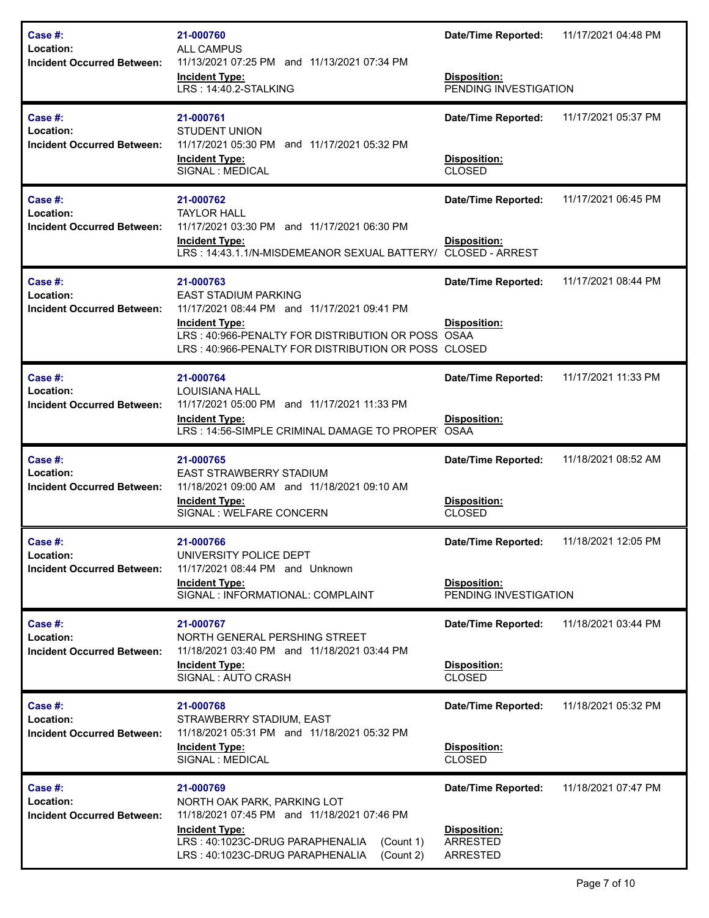| Case #: | 21-000760 | Date/Time Reported: | 11/17/2021 04:48 PM |
|---|---|---|---|
| Location: | ALL CAMPUS | | |
| Incident Occurred Between: | 11/13/2021 07:25 PM and 11/13/2021 07:34 PM | | |
| | **Incident Type:** | **Disposition:** | |
| | LRS : 14:40.2-STALKING | PENDING INVESTIGATION | |

| Case #: | 21-000761 | Date/Time Reported: | 11/17/2021 05:37 PM |
|---|---|---|---|
| Location: | STUDENT UNION | | |
| Incident Occurred Between: | 11/17/2021 05:30 PM and 11/17/2021 05:32 PM | | |
| | **Incident Type:** | **Disposition:** | |
| | SIGNAL : MEDICAL | CLOSED | |

| Case #: | 21-000762 | Date/Time Reported: | 11/17/2021 06:45 PM |
|---|---|---|---|
| Location: | TAYLOR HALL | | |
| Incident Occurred Between: | 11/17/2021 03:30 PM and 11/17/2021 06:30 PM | | |
| | **Incident Type:** | **Disposition:** | |
| | LRS : 14:43.1.1/N-MISDEMEANOR SEXUAL BATTERY/ | CLOSED - ARREST | |

| Case #: | 21-000763 | Date/Time Reported: | 11/17/2021 08:44 PM |
|---|---|---|---|
| Location: | EAST STADIUM PARKING | | |
| Incident Occurred Between: | 11/17/2021 08:44 PM and 11/17/2021 09:41 PM | | |
| | **Incident Type:** | **Disposition:** | |
| | LRS : 40:966-PENALTY FOR DISTRIBUTION OR POSS | OSAA | |
| | LRS : 40:966-PENALTY FOR DISTRIBUTION OR POSS | CLOSED | |

| Case #: | 21-000764 | Date/Time Reported: | 11/17/2021 11:33 PM |
|---|---|---|---|
| Location: | LOUISIANA HALL | | |
| Incident Occurred Between: | 11/17/2021 05:00 PM and 11/17/2021 11:33 PM | | |
| | **Incident Type:** | **Disposition:** | |
| | LRS : 14:56-SIMPLE CRIMINAL DAMAGE TO PROPER | OSAA | |

| Case #: | 21-000765 | Date/Time Reported: | 11/18/2021 08:52 AM |
|---|---|---|---|
| Location: | EAST STRAWBERRY STADIUM | | |
| Incident Occurred Between: | 11/18/2021 09:00 AM and 11/18/2021 09:10 AM | | |
| | **Incident Type:** | **Disposition:** | |
| | SIGNAL : WELFARE CONCERN | CLOSED | |

| Case #: | 21-000766 | Date/Time Reported: | 11/18/2021 12:05 PM |
|---|---|---|---|
| Location: | UNIVERSITY POLICE DEPT | | |
| Incident Occurred Between: | 11/17/2021 08:44 PM and Unknown | | |
| | **Incident Type:** | **Disposition:** | |
| | SIGNAL : INFORMATIONAL: COMPLAINT | PENDING INVESTIGATION | |

| Case #: | 21-000767 | Date/Time Reported: | 11/18/2021 03:44 PM |
|---|---|---|---|
| Location: | NORTH GENERAL PERSHING STREET | | |
| Incident Occurred Between: | 11/18/2021 03:40 PM and 11/18/2021 03:44 PM | | |
| | **Incident Type:** | **Disposition:** | |
| | SIGNAL : AUTO CRASH | CLOSED | |

| Case #: | 21-000768 | Date/Time Reported: | 11/18/2021 05:32 PM |
|---|---|---|---|
| Location: | STRAWBERRY STADIUM, EAST | | |
| Incident Occurred Between: | 11/18/2021 05:31 PM and 11/18/2021 05:32 PM | | |
| | **Incident Type:** | **Disposition:** | |
| | SIGNAL : MEDICAL | CLOSED | |

| Case #: | 21-000769 | Date/Time Reported: | 11/18/2021 07:47 PM |
|---|---|---|---|
| Location: | NORTH OAK PARK, PARKING LOT | | |
| Incident Occurred Between: | 11/18/2021 07:45 PM and 11/18/2021 07:46 PM | | |
| | **Incident Type:** | **Disposition:** | |
| | LRS : 40:1023C-DRUG PARAPHENALIA (Count 1) | ARRESTED | |
| | LRS : 40:1023C-DRUG PARAPHENALIA (Count 2) | ARRESTED | |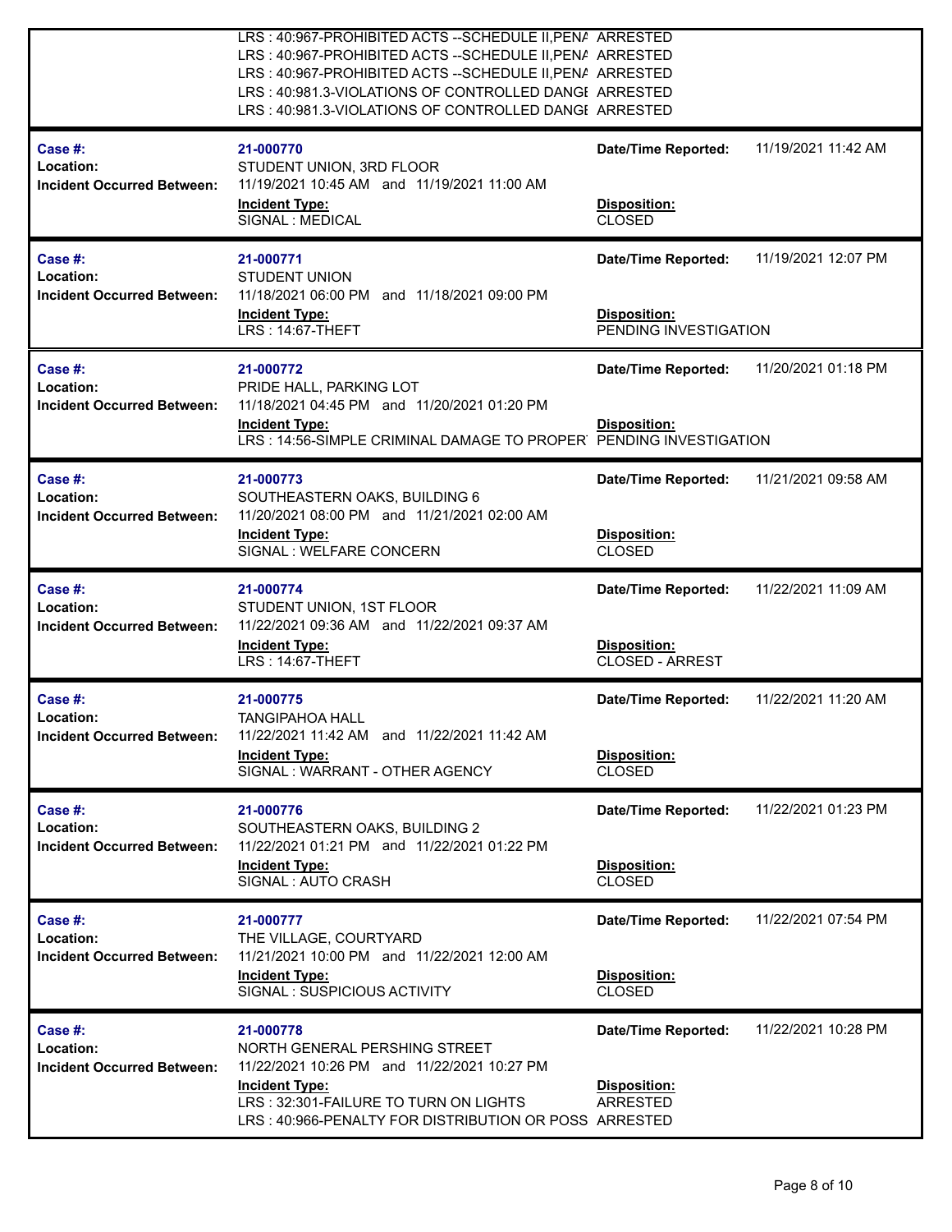| | | |
|---|---|---|
| | LRS : 40:967-PROHIBITED ACTS --SCHEDULE II,PENA | ARRESTED |
| | LRS : 40:967-PROHIBITED ACTS --SCHEDULE II,PENA | ARRESTED |
| | LRS : 40:967-PROHIBITED ACTS --SCHEDULE II,PENA | ARRESTED |
| | LRS : 40:981.3-VIOLATIONS OF CONTROLLED DANGE | ARRESTED |
| | LRS : 40:981.3-VIOLATIONS OF CONTROLLED DANGE | ARRESTED |

| | | | |
|---|---|---|---|
| **Case #:** | **21-000770** | **Date/Time Reported:** | 11/19/2021 11:42 AM |
| **Location:** | STUDENT UNION, 3RD FLOOR | | |
| **Incident Occurred Between:** | 11/19/2021 10:45 AM and 11/19/2021 11:00 AM | | |
| | **Incident Type:** | **Disposition:** | |
| | SIGNAL : MEDICAL | CLOSED | |

| | | | |
|---|---|---|---|
| **Case #:** | **21-000771** | **Date/Time Reported:** | 11/19/2021 12:07 PM |
| **Location:** | STUDENT UNION | | |
| **Incident Occurred Between:** | 11/18/2021 06:00 PM and 11/18/2021 09:00 PM | | |
| | **Incident Type:** | **Disposition:** | |
| | LRS : 14:67-THEFT | PENDING INVESTIGATION | |

| | | | |
|---|---|---|---|
| **Case #:** | **21-000772** | **Date/Time Reported:** | 11/20/2021 01:18 PM |
| **Location:** | PRIDE HALL, PARKING LOT | | |
| **Incident Occurred Between:** | 11/18/2021 04:45 PM and 11/20/2021 01:20 PM | | |
| | **Incident Type:** | **Disposition:** | |
| | LRS : 14:56-SIMPLE CRIMINAL DAMAGE TO PROPERT | PENDING INVESTIGATION | |

| | | | |
|---|---|---|---|
| **Case #:** | **21-000773** | **Date/Time Reported:** | 11/21/2021 09:58 AM |
| **Location:** | SOUTHEASTERN OAKS, BUILDING 6 | | |
| **Incident Occurred Between:** | 11/20/2021 08:00 PM and 11/21/2021 02:00 AM | | |
| | **Incident Type:** | **Disposition:** | |
| | SIGNAL : WELFARE CONCERN | CLOSED | |

| | | | |
|---|---|---|---|
| **Case #:** | **21-000774** | **Date/Time Reported:** | 11/22/2021 11:09 AM |
| **Location:** | STUDENT UNION, 1ST FLOOR | | |
| **Incident Occurred Between:** | 11/22/2021 09:36 AM and 11/22/2021 09:37 AM | | |
| | **Incident Type:** | **Disposition:** | |
| | LRS : 14:67-THEFT | CLOSED - ARREST | |

| | | | |
|---|---|---|---|
| **Case #:** | **21-000775** | **Date/Time Reported:** | 11/22/2021 11:20 AM |
| **Location:** | TANGIPAHOA HALL | | |
| **Incident Occurred Between:** | 11/22/2021 11:42 AM and 11/22/2021 11:42 AM | | |
| | **Incident Type:** | **Disposition:** | |
| | SIGNAL : WARRANT - OTHER AGENCY | CLOSED | |

| | | | |
|---|---|---|---|
| **Case #:** | **21-000776** | **Date/Time Reported:** | 11/22/2021 01:23 PM |
| **Location:** | SOUTHEASTERN OAKS, BUILDING 2 | | |
| **Incident Occurred Between:** | 11/22/2021 01:21 PM and 11/22/2021 01:22 PM | | |
| | **Incident Type:** | **Disposition:** | |
| | SIGNAL : AUTO CRASH | CLOSED | |

| | | | |
|---|---|---|---|
| **Case #:** | **21-000777** | **Date/Time Reported:** | 11/22/2021 07:54 PM |
| **Location:** | THE VILLAGE, COURTYARD | | |
| **Incident Occurred Between:** | 11/21/2021 10:00 PM and 11/22/2021 12:00 AM | | |
| | **Incident Type:** | **Disposition:** | |
| | SIGNAL : SUSPICIOUS ACTIVITY | CLOSED | |

| | | | |
|---|---|---|---|
| **Case #:** | **21-000778** | **Date/Time Reported:** | 11/22/2021 10:28 PM |
| **Location:** | NORTH GENERAL PERSHING STREET | | |
| **Incident Occurred Between:** | 11/22/2021 10:26 PM and 11/22/2021 10:27 PM | | |
| | **Incident Type:** | **Disposition:** | |
| | LRS : 32:301-FAILURE TO TURN ON LIGHTS | ARRESTED | |
| | LRS : 40:966-PENALTY FOR DISTRIBUTION OR POSS | ARRESTED | |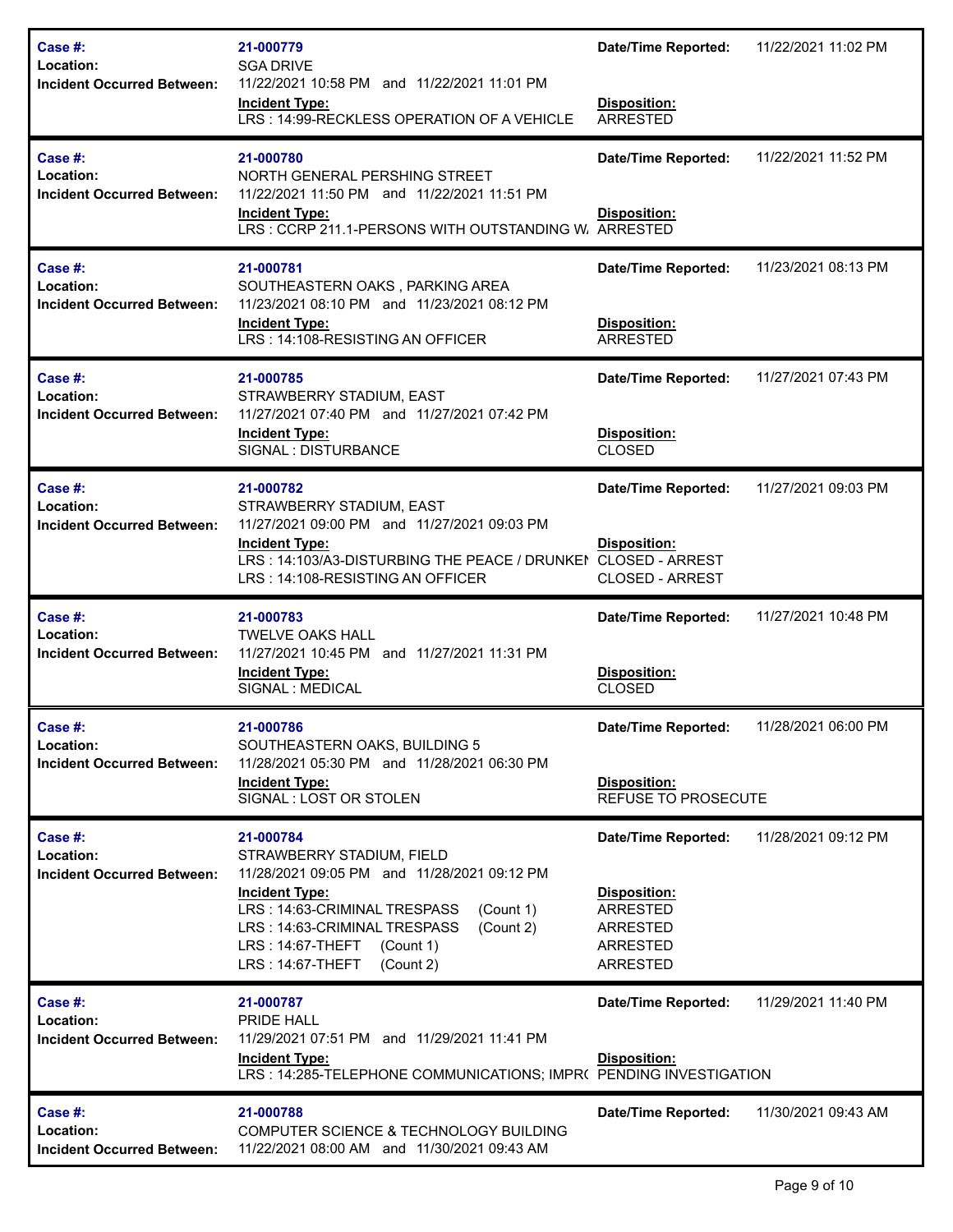| Case #: | 21-000779 | Date/Time Reported: | 11/22/2021 11:02 PM |
|---|---|---|---|
| Location: | SGA DRIVE | | |
| Incident Occurred Between: | 11/22/2021 10:58 PM and 11/22/2021 11:01 PM | | |
| | **Incident Type:** | **Disposition:** | |
| | LRS : 14:99-RECKLESS OPERATION OF A VEHICLE | ARRESTED | |

| Case #: | 21-000780 | Date/Time Reported: | 11/22/2021 11:52 PM |
|---|---|---|---|
| Location: | NORTH GENERAL PERSHING STREET | | |
| Incident Occurred Between: | 11/22/2021 11:50 PM and 11/22/2021 11:51 PM | | |
| | **Incident Type:** | **Disposition:** | |
| | LRS : CCRP 211.1-PERSONS WITH OUTSTANDING W. | ARRESTED | |

| Case #: | 21-000781 | Date/Time Reported: | 11/23/2021 08:13 PM |
|---|---|---|---|
| Location: | SOUTHEASTERN OAKS , PARKING AREA | | |
| Incident Occurred Between: | 11/23/2021 08:10 PM and 11/23/2021 08:12 PM | | |
| | **Incident Type:** | **Disposition:** | |
| | LRS : 14:108-RESISTING AN OFFICER | ARRESTED | |

| Case #: | 21-000785 | Date/Time Reported: | 11/27/2021 07:43 PM |
|---|---|---|---|
| Location: | STRAWBERRY STADIUM, EAST | | |
| Incident Occurred Between: | 11/27/2021 07:40 PM and 11/27/2021 07:42 PM | | |
| | **Incident Type:** | **Disposition:** | |
| | SIGNAL : DISTURBANCE | CLOSED | |

| Case #: | 21-000782 | Date/Time Reported: | 11/27/2021 09:03 PM |
|---|---|---|---|
| Location: | STRAWBERRY STADIUM, EAST | | |
| Incident Occurred Between: | 11/27/2021 09:00 PM and 11/27/2021 09:03 PM | | |
| | **Incident Type:** | **Disposition:** | |
| | LRS : 14:103/A3-DISTURBING THE PEACE / DRUNKEN | CLOSED - ARREST | |
| | LRS : 14:108-RESISTING AN OFFICER | CLOSED - ARREST | |

| Case #: | 21-000783 | Date/Time Reported: | 11/27/2021 10:48 PM |
|---|---|---|---|
| Location: | TWELVE OAKS HALL | | |
| Incident Occurred Between: | 11/27/2021 10:45 PM and 11/27/2021 11:31 PM | | |
| | **Incident Type:** | **Disposition:** | |
| | SIGNAL : MEDICAL | CLOSED | |

| Case #: | 21-000786 | Date/Time Reported: | 11/28/2021 06:00 PM |
|---|---|---|---|
| Location: | SOUTHEASTERN OAKS, BUILDING 5 | | |
| Incident Occurred Between: | 11/28/2021 05:30 PM and 11/28/2021 06:30 PM | | |
| | **Incident Type:** | **Disposition:** | |
| | SIGNAL : LOST OR STOLEN | REFUSE TO PROSECUTE | |

| Case #: | 21-000784 | Date/Time Reported: | 11/28/2021 09:12 PM |
|---|---|---|---|
| Location: | STRAWBERRY STADIUM, FIELD | | |
| Incident Occurred Between: | 11/28/2021 09:05 PM and 11/28/2021 09:12 PM | | |
| | **Incident Type:** | **Disposition:** | |
| | LRS : 14:63-CRIMINAL TRESPASS (Count 1) | ARRESTED | |
| | LRS : 14:63-CRIMINAL TRESPASS (Count 2) | ARRESTED | |
| | LRS : 14:67-THEFT (Count 1) | ARRESTED | |
| | LRS : 14:67-THEFT (Count 2) | ARRESTED | |

| Case #: | 21-000787 | Date/Time Reported: | 11/29/2021 11:40 PM |
|---|---|---|---|
| Location: | PRIDE HALL | | |
| Incident Occurred Between: | 11/29/2021 07:51 PM and 11/29/2021 11:41 PM | | |
| | **Incident Type:** | **Disposition:** | |
| | LRS : 14:285-TELEPHONE COMMUNICATIONS; IMPRO | PENDING INVESTIGATION | |

| Case #: | 21-000788 | Date/Time Reported: | 11/30/2021 09:43 AM |
|---|---|---|---|
| Location: | COMPUTER SCIENCE & TECHNOLOGY BUILDING | | |
| Incident Occurred Between: | 11/22/2021 08:00 AM and 11/30/2021 09:43 AM | | |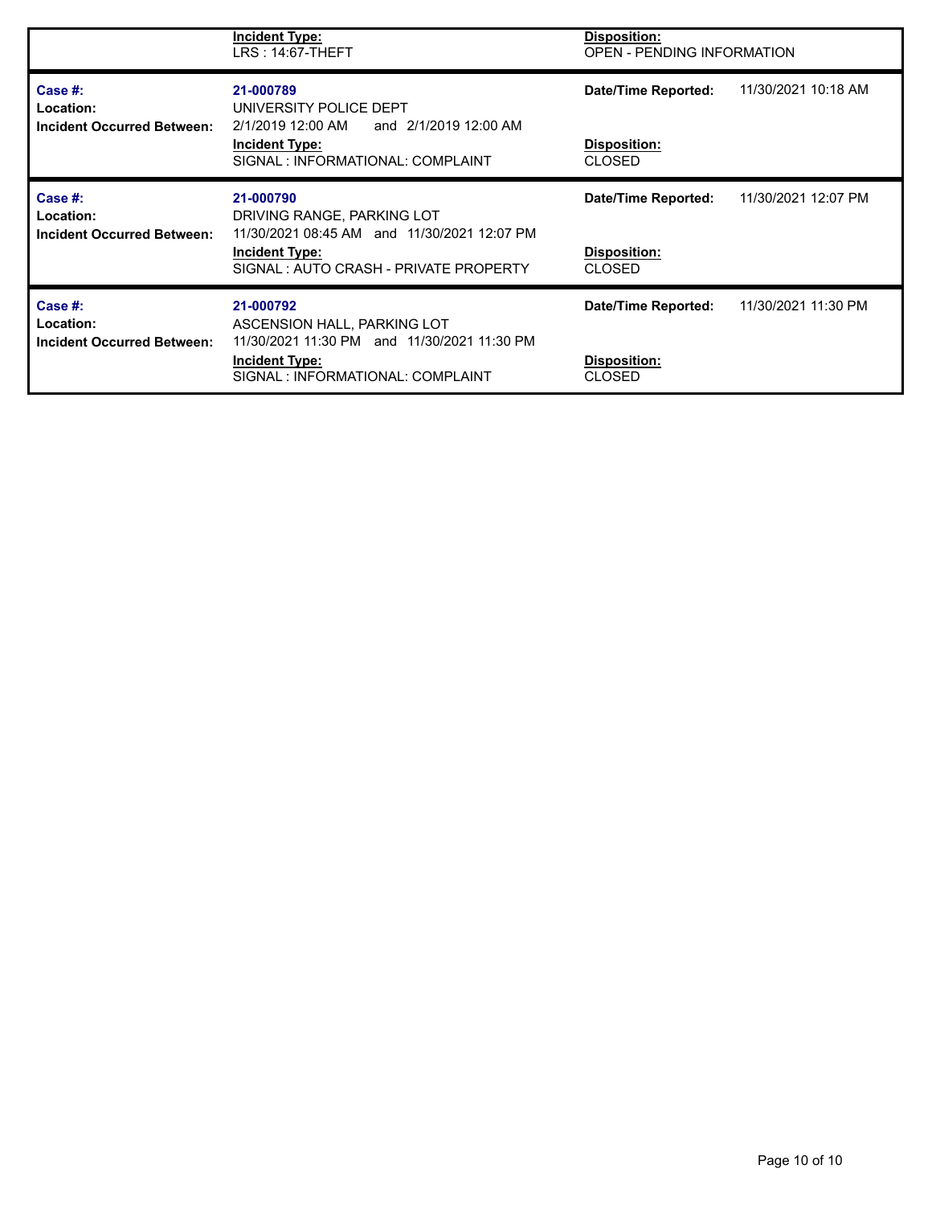| | | | |
|---|---|---|---|
| | **Incident Type:** LRS : 14:67-THEFT | **Disposition:** OPEN - PENDING INFORMATION | |
| **Case #:** | **21-000789** | **Date/Time Reported:** | 11/30/2021 10:18 AM |
| **Location:** | UNIVERSITY POLICE DEPT | | |
| **Incident Occurred Between:** | 2/1/2019 12:00 AM and 2/1/2019 12:00 AM | | |
| | **Incident Type:** SIGNAL : INFORMATIONAL: COMPLAINT | **Disposition:** CLOSED | |
| **Case #:** | **21-000790** | **Date/Time Reported:** | 11/30/2021 12:07 PM |
| **Location:** | DRIVING RANGE, PARKING LOT | | |
| **Incident Occurred Between:** | 11/30/2021 08:45 AM and 11/30/2021 12:07 PM | | |
| | **Incident Type:** SIGNAL : AUTO CRASH - PRIVATE PROPERTY | **Disposition:** CLOSED | |
| **Case #:** | **21-000792** | **Date/Time Reported:** | 11/30/2021 11:30 PM |
| **Location:** | ASCENSION HALL, PARKING LOT | | |
| **Incident Occurred Between:** | 11/30/2021 11:30 PM and 11/30/2021 11:30 PM | | |
| | **Incident Type:** SIGNAL : INFORMATIONAL: COMPLAINT | **Disposition:** CLOSED | |